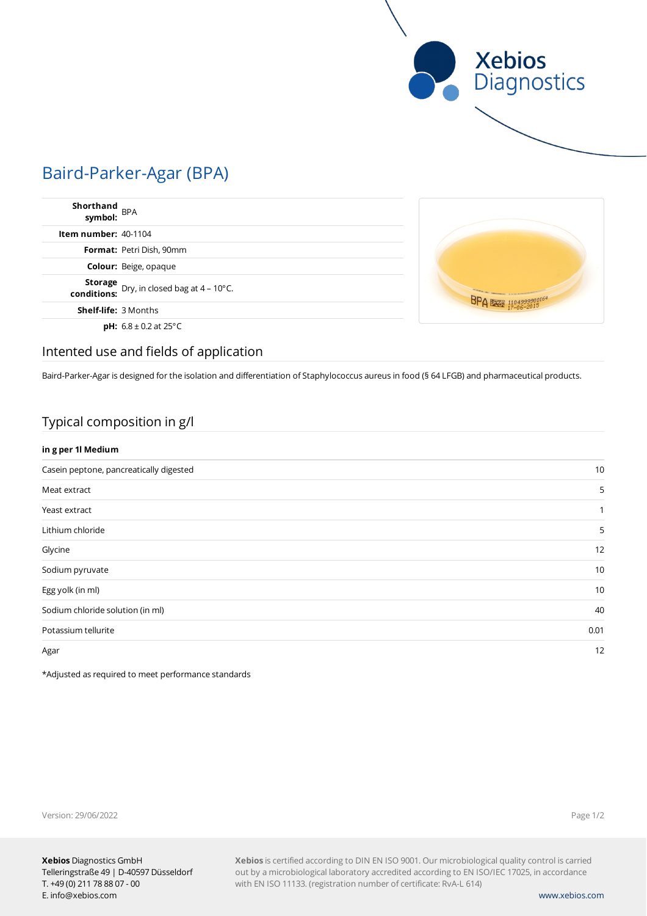# Baird-Parker-Agar (BPA)

| | |
|---|---|
| **Shorthand symbol:** | BPA |
| **Item number:** | 40-1104 |
| **Format:** | Petri Dish, 90mm |
| **Colour:** | Beige, opaque |
| **Storage conditions:** | Dry, in closed bag at 4 – 10°C. |
| **Shelf-life:** | 3 Months |
| **pH:** | 6.8 ± 0.2 at 25°C |

## Intented use and fields of application

Baird-Parker-Agar is designed for the isolation and differentiation of Staphylococcus aureus in food (§ 64 LFGB) and pharmaceutical products.

## Typical composition in g/l

| in g per 1l Medium | |
|---|---|
| Casein peptone, pancreatically digested | 10 |
| Meat extract | 5 |
| Yeast extract | 1 |
| Lithium chloride | 5 |
| Glycine | 12 |
| Sodium pyruvate | 10 |
| Egg yolk (in ml) | 10 |
| Sodium chloride solution (in ml) | 40 |
| Potassium tellurite | 0.01 |
| Agar | 12 |

*Adjusted as required to meet performance standards

Version: 29/06/2022

**Xebios** Diagnostics GmbH
Telleringstraße 49 | D-40597 Düsseldorf
T. +49 (0) 211 78 88 07 - 00
E. info@xebios.com

**Xebios** is certified according to DIN EN ISO 9001. Our microbiological quality control is carried out by a microbiological laboratory accredited according to EN ISO/IEC 17025, in accordance with EN ISO 11133. (registration number of certificate: RvA-L 614)

www.xebios.com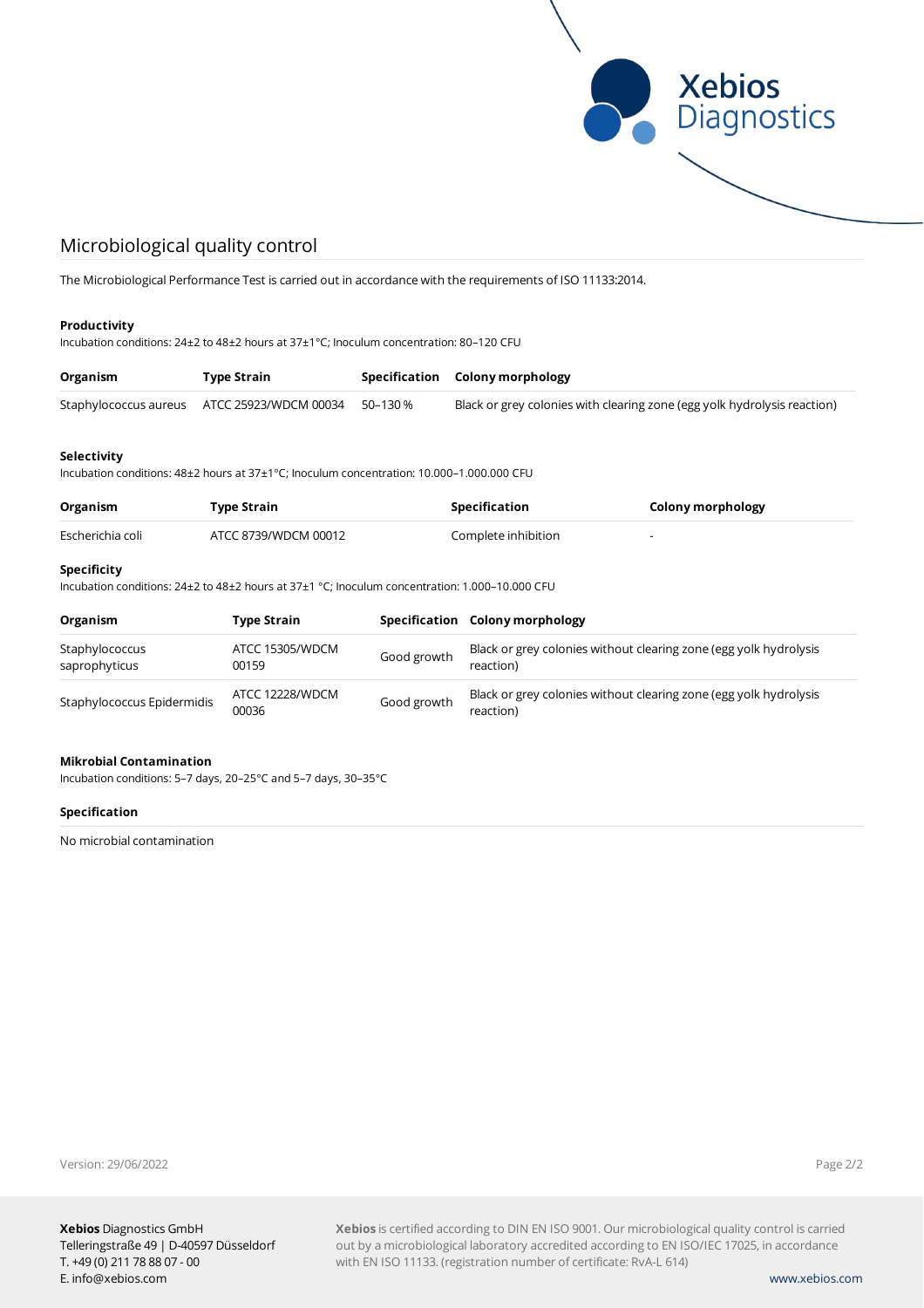## Microbiological quality control

The Microbiological Performance Test is carried out in accordance with the requirements of ISO 11133:2014.

#### Productivity

Incubation conditions: 24±2 to 48±2 hours at 37±1°C; Inoculum concentration: 80–120 CFU

| Organism | Type Strain | Specification | Colony morphology |
| --- | --- | --- | --- |
| Staphylococcus aureus | ATCC 25923/WDCM 00034 | 50–130 % | Black or grey colonies with clearing zone (egg yolk hydrolysis reaction) |

#### Selectivity

Incubation conditions: 48±2 hours at 37±1°C; Inoculum concentration: 10.000–1.000.000 CFU

| Organism | Type Strain | Specification | Colony morphology |
| --- | --- | --- | --- |
| Escherichia coli | ATCC 8739/WDCM 00012 | Complete inhibition | - |

#### Specificity

Incubation conditions: 24±2 to 48±2 hours at 37±1 °C; Inoculum concentration: 1.000–10.000 CFU

| Organism | Type Strain | Specification | Colony morphology |
| --- | --- | --- | --- |
| Staphylococcus saprophyticus | ATCC 15305/WDCM 00159 | Good growth | Black or grey colonies without clearing zone (egg yolk hydrolysis reaction) |
| Staphylococcus Epidermidis | ATCC 12228/WDCM 00036 | Good growth | Black or grey colonies without clearing zone (egg yolk hydrolysis reaction) |

#### Mikrobial Contamination

Incubation conditions: 5–7 days, 20–25°C and 5–7 days, 30–35°C

#### Specification

No microbial contamination

Version: 29/06/2022

**Xebios** Diagnostics GmbH
Telleringstraße 49 | D-40597 Düsseldorf
T. +49 (0) 211 78 88 07 - 00
E. info@xebios.com

**Xebios** is certified according to DIN EN ISO 9001. Our microbiological quality control is carried out by a microbiological laboratory accredited according to EN ISO/IEC 17025, in accordance with EN ISO 11133. (registration number of certificate: RvA-L 614)

www.xebios.com